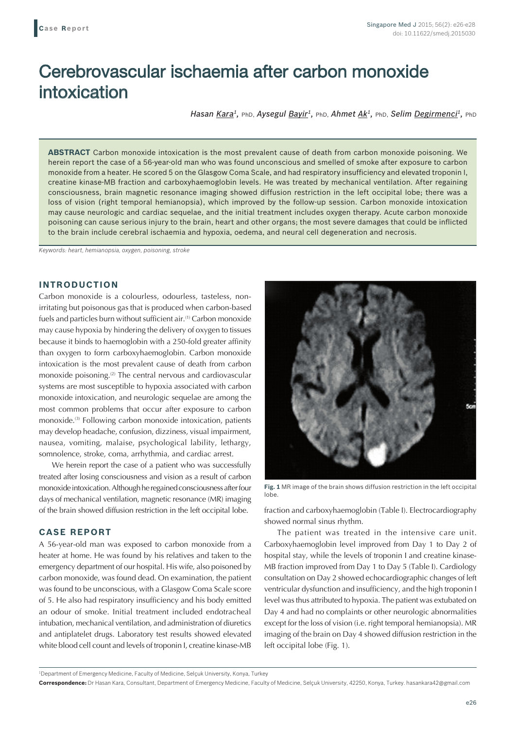**Case Report**

# Cerebrovascular ischaemia after carbon monoxide intoxication

*Hasan Kara[1], PhD, Aysegul Bayir[1], PhD, Ahmet Ak[1], PhD, Selim Degirmenci[1], PhD*

**ABSTRACT** Carbon monoxide intoxication is the most prevalent cause of death from carbon monoxide poisoning. We herein report the case of a 56-year-old man who was found unconscious and smelled of smoke after exposure to carbon monoxide from a heater. He scored 5 on the Glasgow Coma Scale, and had respiratory insufficiency and elevated troponin I, creatine kinase-MB fraction and carboxyhaemoglobin levels. He was treated by mechanical ventilation. After regaining consciousness, brain magnetic resonance imaging showed diffusion restriction in the left occipital lobe; there was a loss of vision (right temporal hemianopsia), which improved by the follow-up session. Carbon monoxide intoxication may cause neurologic and cardiac sequelae, and the initial treatment includes oxygen therapy. Acute carbon monoxide poisoning can cause serious injury to the brain, heart and other organs; the most severe damages that could be inflicted to the brain include cerebral ischaemia and hypoxia, oedema, and neural cell degeneration and necrosis.

*Keywords: heart, hemianopsia, oxygen, poisoning, stroke*

## INTRODUCTION

Carbon monoxide is a colourless, odourless, tasteless, non-irritating but poisonous gas that is produced when carbon-based fuels and particles burn without sufficient air.[1] Carbon monoxide may cause hypoxia by hindering the delivery of oxygen to tissues because it binds to haemoglobin with a 250-fold greater affinity than oxygen to form carboxyhaemoglobin. Carbon monoxide intoxication is the most prevalent cause of death from carbon monoxide poisoning.[2] The central nervous and cardiovascular systems are most susceptible to hypoxia associated with carbon monoxide intoxication, and neurologic sequelae are among the most common problems that occur after exposure to carbon monoxide.[3] Following carbon monoxide intoxication, patients may develop headache, confusion, dizziness, visual impairment, nausea, vomiting, malaise, psychological lability, lethargy, somnolence, stroke, coma, arrhythmia, and cardiac arrest.

We herein report the case of a patient who was successfully treated after losing consciousness and vision as a result of carbon monoxide intoxication. Although he regained consciousness after four days of mechanical ventilation, magnetic resonance (MR) imaging of the brain showed diffusion restriction in the left occipital lobe.

## CASE REPORT

A 56-year-old man was exposed to carbon monoxide from a heater at home. He was found by his relatives and taken to the emergency department of our hospital. His wife, also poisoned by carbon monoxide, was found dead. On examination, the patient was found to be unconscious, with a Glasgow Coma Scale score of 5. He also had respiratory insufficiency and his body emitted an odour of smoke. Initial treatment included endotracheal intubation, mechanical ventilation, and administration of diuretics and antiplatelet drugs. Laboratory test results showed elevated white blood cell count and levels of troponin I, creatine kinase-MB fraction and carboxyhaemoglobin (Table I). Electrocardiography showed normal sinus rhythm.

**Fig. 1** MR image of the brain shows diffusion restriction in the left occipital lobe.

The patient was treated in the intensive care unit. Carboxyhaemoglobin level improved from Day 1 to Day 2 of hospital stay, while the levels of troponin I and creatine kinase-MB fraction improved from Day 1 to Day 5 (Table I). Cardiology consultation on Day 2 showed echocardiographic changes of left ventricular dysfunction and insufficiency, and the high troponin I level was thus attributed to hypoxia. The patient was extubated on Day 4 and had no complaints or other neurologic abnormalities except for the loss of vision (i.e. right temporal hemianopsia). MR imaging of the brain on Day 4 showed diffusion restriction in the left occipital lobe (Fig. 1).

[1]Department of Emergency Medicine, Faculty of Medicine, Selçuk University, Konya, Turkey

**Correspondence:** Dr Hasan Kara, Consultant, Department of Emergency Medicine, Faculty of Medicine, Selçuk University, 42250, Konya, Turkey. hasankara42@gmail.com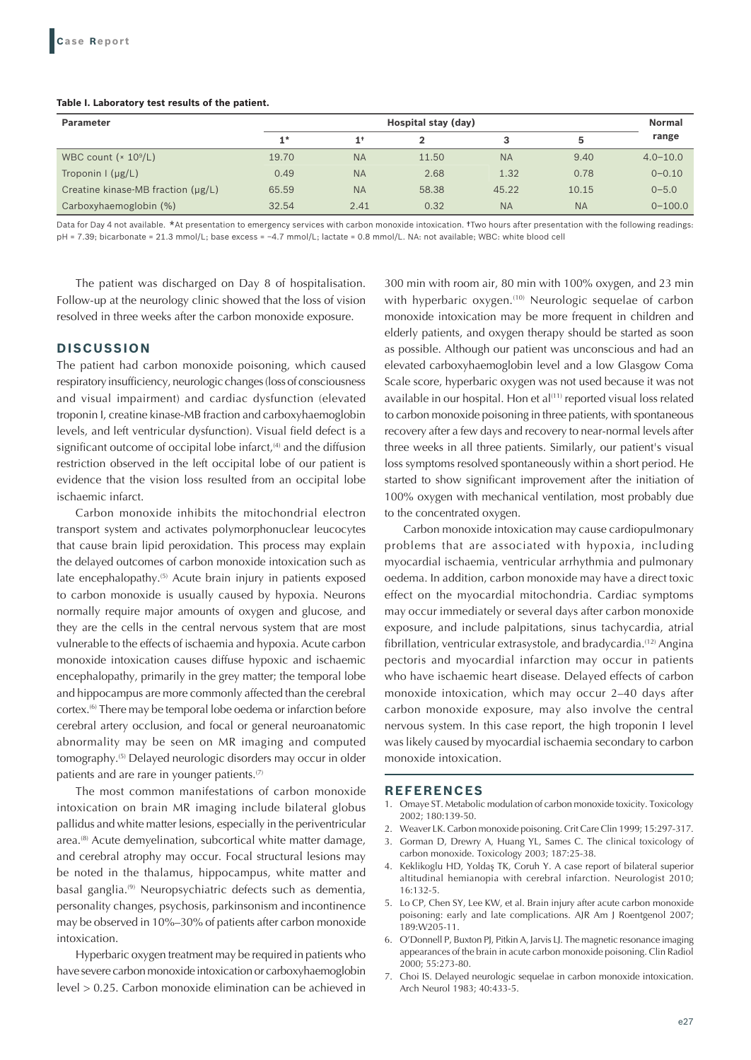**Table I. Laboratory test results of the patient.**

| Parameter | Hospital stay (day) | | | | | Normal range |
|---|---|---|---|---|---|---|
| | 1* | 1† | 2 | 3 | 5 | |
| WBC count (× $10^9$/L) | 19.70 | NA | 11.50 | NA | 9.40 | 4.0–10.0 |
| Troponin I (µg/L) | 0.49 | NA | 2.68 | 1.32 | 0.78 | 0–0.10 |
| Creatine kinase-MB fraction (µg/L) | 65.59 | NA | 58.38 | 45.22 | 10.15 | 0–5.0 |
| Carboxyhaemoglobin (%) | 32.54 | 2.41 | 0.32 | NA | NA | 0–100.0 |

Data for Day 4 not available. *At presentation to emergency services with carbon monoxide intoxication. †Two hours after presentation with the following readings: pH = 7.39; bicarbonate = 21.3 mmol/L; base excess = −4.7 mmol/L; lactate = 0.8 mmol/L. NA: not available; WBC: white blood cell

The patient was discharged on Day 8 of hospitalisation. Follow-up at the neurology clinic showed that the loss of vision resolved in three weeks after the carbon monoxide exposure.

## DISCUSSION

The patient had carbon monoxide poisoning, which caused respiratory insufficiency, neurologic changes (loss of consciousness and visual impairment) and cardiac dysfunction (elevated troponin I, creatine kinase-MB fraction and carboxyhaemoglobin levels, and left ventricular dysfunction). Visual field defect is a significant outcome of occipital lobe infarct,[4] and the diffusion restriction observed in the left occipital lobe of our patient is evidence that the vision loss resulted from an occipital lobe ischaemic infarct.

Carbon monoxide inhibits the mitochondrial electron transport system and activates polymorphonuclear leucocytes that cause brain lipid peroxidation. This process may explain the delayed outcomes of carbon monoxide intoxication such as late encephalopathy.[5] Acute brain injury in patients exposed to carbon monoxide is usually caused by hypoxia. Neurons normally require major amounts of oxygen and glucose, and they are the cells in the central nervous system that are most vulnerable to the effects of ischaemia and hypoxia. Acute carbon monoxide intoxication causes diffuse hypoxic and ischaemic encephalopathy, primarily in the grey matter; the temporal lobe and hippocampus are more commonly affected than the cerebral cortex.[6] There may be temporal lobe oedema or infarction before cerebral artery occlusion, and focal or general neuroanatomic abnormality may be seen on MR imaging and computed tomography.[5] Delayed neurologic disorders may occur in older patients and are rare in younger patients.[7]

The most common manifestations of carbon monoxide intoxication on brain MR imaging include bilateral globus pallidus and white matter lesions, especially in the periventricular area.[8] Acute demyelination, subcortical white matter damage, and cerebral atrophy may occur. Focal structural lesions may be noted in the thalamus, hippocampus, white matter and basal ganglia.[9] Neuropsychiatric defects such as dementia, personality changes, psychosis, parkinsonism and incontinence may be observed in 10%–30% of patients after carbon monoxide intoxication.

Hyperbaric oxygen treatment may be required in patients who have severe carbon monoxide intoxication or carboxyhaemoglobin level > 0.25. Carbon monoxide elimination can be achieved in 300 min with room air, 80 min with 100% oxygen, and 23 min with hyperbaric oxygen.[10] Neurologic sequelae of carbon monoxide intoxication may be more frequent in children and elderly patients, and oxygen therapy should be started as soon as possible. Although our patient was unconscious and had an elevated carboxyhaemoglobin level and a low Glasgow Coma Scale score, hyperbaric oxygen was not used because it was not available in our hospital. Hon et al[11] reported visual loss related to carbon monoxide poisoning in three patients, with spontaneous recovery after a few days and recovery to near-normal levels after three weeks in all three patients. Similarly, our patient's visual loss symptoms resolved spontaneously within a short period. He started to show significant improvement after the initiation of 100% oxygen with mechanical ventilation, most probably due to the concentrated oxygen.

Carbon monoxide intoxication may cause cardiopulmonary problems that are associated with hypoxia, including myocardial ischaemia, ventricular arrhythmia and pulmonary oedema. In addition, carbon monoxide may have a direct toxic effect on the myocardial mitochondria. Cardiac symptoms may occur immediately or several days after carbon monoxide exposure, and include palpitations, sinus tachycardia, atrial fibrillation, ventricular extrasystole, and bradycardia.[12] Angina pectoris and myocardial infarction may occur in patients who have ischaemic heart disease. Delayed effects of carbon monoxide intoxication, which may occur 2–40 days after carbon monoxide exposure, may also involve the central nervous system. In this case report, the high troponin I level was likely caused by myocardial ischaemia secondary to carbon monoxide intoxication.

## REFERENCES

1. Omaye ST. Metabolic modulation of carbon monoxide toxicity. Toxicology 2002; 180:139-50.
2. Weaver LK. Carbon monoxide poisoning. Crit Care Clin 1999; 15:297-317.
3. Gorman D, Drewry A, Huang YL, Sames C. The clinical toxicology of carbon monoxide. Toxicology 2003; 187:25-38.
4. Keklikoglu HD, Yoldaş TK, Coruh Y. A case report of bilateral superior altitudinal hemianopia with cerebral infarction. Neurologist 2010; 16:132-5.
5. Lo CP, Chen SY, Lee KW, et al. Brain injury after acute carbon monoxide poisoning: early and late complications. AJR Am J Roentgenol 2007; 189:W205-11.
6. O'Donnell P, Buxton PJ, Pitkin A, Jarvis LJ. The magnetic resonance imaging appearances of the brain in acute carbon monoxide poisoning. Clin Radiol 2000; 55:273-80.
7. Choi IS. Delayed neurologic sequelae in carbon monoxide intoxication. Arch Neurol 1983; 40:433-5.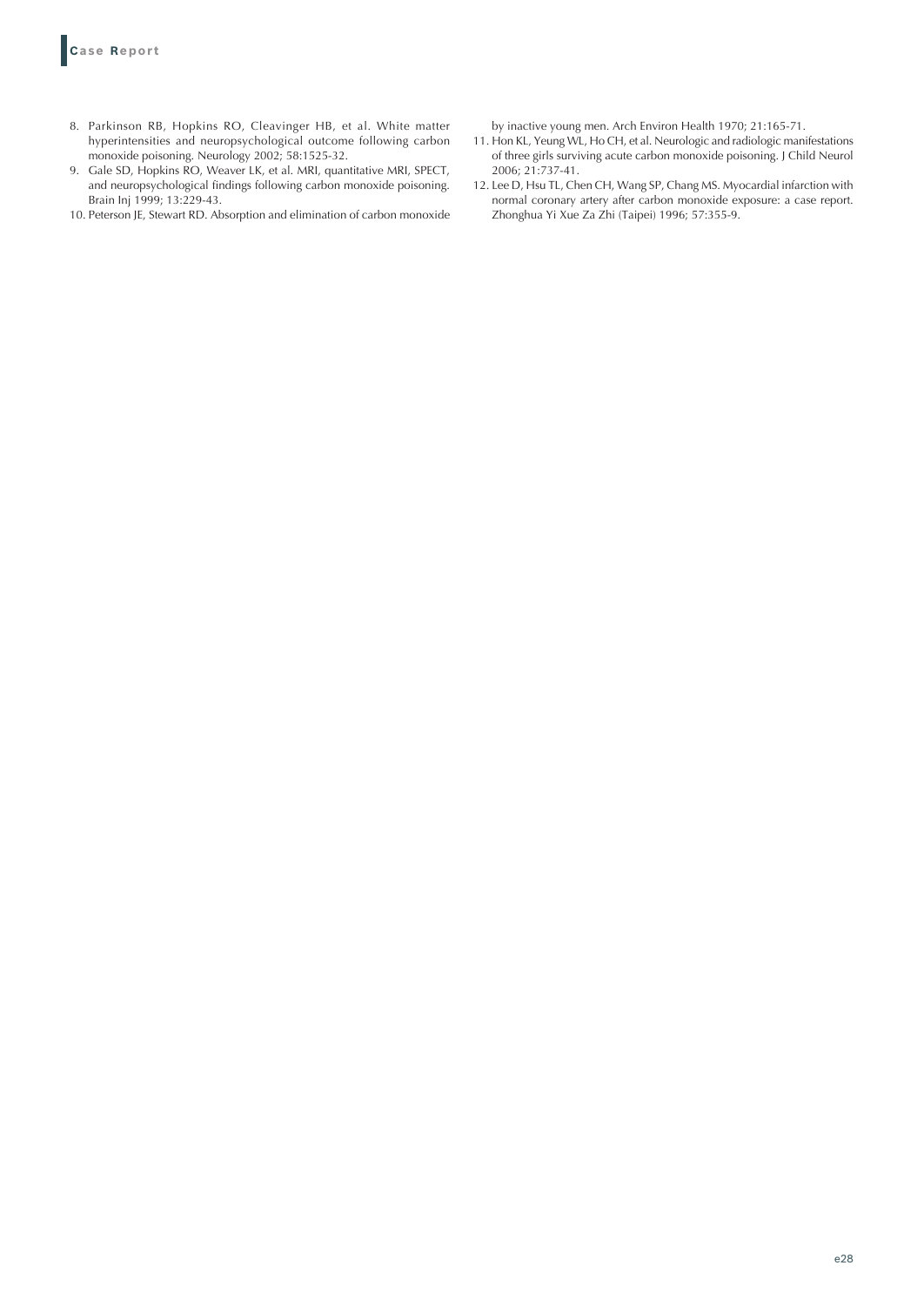8. Parkinson RB, Hopkins RO, Cleavinger HB, et al. White matter hyperintensities and neuropsychological outcome following carbon monoxide poisoning. Neurology 2002; 58:1525-32.
9. Gale SD, Hopkins RO, Weaver LK, et al. MRI, quantitative MRI, SPECT, and neuropsychological findings following carbon monoxide poisoning. Brain Inj 1999; 13:229-43.
10. Peterson JE, Stewart RD. Absorption and elimination of carbon monoxide by inactive young men. Arch Environ Health 1970; 21:165-71.
11. Hon KL, Yeung WL, Ho CH, et al. Neurologic and radiologic manifestations of three girls surviving acute carbon monoxide poisoning. J Child Neurol 2006; 21:737-41.
12. Lee D, Hsu TL, Chen CH, Wang SP, Chang MS. Myocardial infarction with normal coronary artery after carbon monoxide exposure: a case report. Zhonghua Yi Xue Za Zhi (Taipei) 1996; 57:355-9.